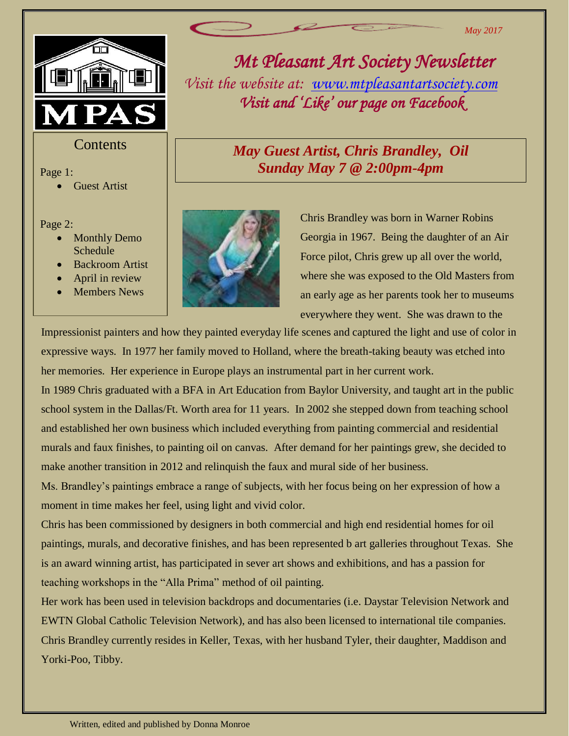May 2017

# Mt Pleasant Art Society Newsletter

*Visit the website at: [www.mtpleasantartsociety.com](http://www.mtpleasantartsociety.com)*

*Visit and 'Like' our page on Facebook*

MPAS

## Contents

Page 1:

- Guest Artist

Page 2:

- Monthly Demo Schedule
- Backroom Artist
- April in review
- Members News

## *May Guest Artist, Chris Brandley, Oil*
## *Sunday May 7 @ 2:00pm-4pm*

Chris Brandley was born in Warner Robins Georgia in 1967. Being the daughter of an Air Force pilot, Chris grew up all over the world, where she was exposed to the Old Masters from an early age as her parents took her to museums everywhere they went. She was drawn to the Impressionist painters and how they painted everyday life scenes and captured the light and use of color in expressive ways. In 1977 her family moved to Holland, where the breath-taking beauty was etched into her memories. Her experience in Europe plays an instrumental part in her current work.

In 1989 Chris graduated with a BFA in Art Education from Baylor University, and taught art in the public school system in the Dallas/Ft. Worth area for 11 years. In 2002 she stepped down from teaching school and established her own business which included everything from painting commercial and residential murals and faux finishes, to painting oil on canvas. After demand for her paintings grew, she decided to make another transition in 2012 and relinquish the faux and mural side of her business.

Ms. Brandley's paintings embrace a range of subjects, with her focus being on her expression of how a moment in time makes her feel, using light and vivid color.

Chris has been commissioned by designers in both commercial and high end residential homes for oil paintings, murals, and decorative finishes, and has been represented b art galleries throughout Texas. She is an award winning artist, has participated in sever art shows and exhibitions, and has a passion for teaching workshops in the "Alla Prima" method of oil painting.

Her work has been used in television backdrops and documentaries (i.e. Daystar Television Network and EWTN Global Catholic Television Network), and has also been licensed to international tile companies.

Chris Brandley currently resides in Keller, Texas, with her husband Tyler, their daughter, Maddison and Yorki-Poo, Tibby.

Written, edited and published by Donna Monroe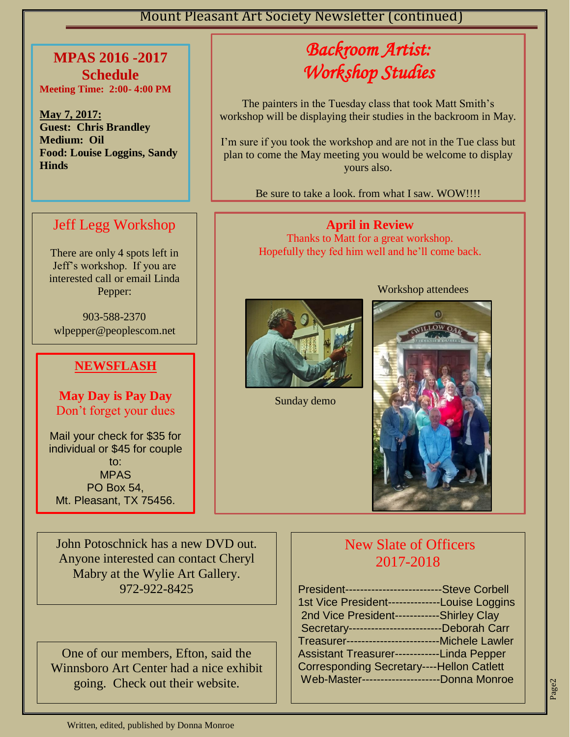## MPAS 2016 -2017 Schedule

**Meeting Time: 2:00- 4:00 PM**

**May 7, 2017:**
**Guest: Chris Brandley**
**Medium: Oil**
**Food: Louise Loggins, Sandy Hinds**

## *Backroom Artist: Workshop Studies*

The painters in the Tuesday class that took Matt Smith's workshop will be displaying their studies in the backroom in May.

I'm sure if you took the workshop and are not in the Tue class but plan to come the May meeting you would be welcome to display yours also.

Be sure to take a look. from what I saw. WOW!!!!

## Jeff Legg Workshop

There are only 4 spots left in Jeff's workshop. If you are interested call or email Linda Pepper:

903-588-2370
wlpepper@peoplescom.net

## NEWSFLASH

**May Day is Pay Day**
Don't forget your dues

Mail your check for $35 for individual or $45 for couple to:
MPAS
PO Box 54,
Mt. Pleasant, TX 75456.

## April in Review

Thanks to Matt for a great workshop.
Hopefully they fed him well and he'll come back.

Sunday demo

Workshop attendees

John Potoschnick has a new DVD out. Anyone interested can contact Cheryl Mabry at the Wylie Art Gallery. 972-922-8425

One of our members, Efton, said the Winnsboro Art Center had a nice exhibit going. Check out their website.

## New Slate of Officers 2017-2018

President--------------------------Steve Corbell
1st Vice President--------------Louise Loggins
2nd Vice President------------Shirley Clay
Secretary-------------------------Deborah Carr
Treasurer-------------------------Michele Lawler
Assistant Treasurer------------Linda Pepper
Corresponding Secretary----Hellon Catlett
Web-Master---------------------Donna Monroe

Written, edited, published by Donna Monroe